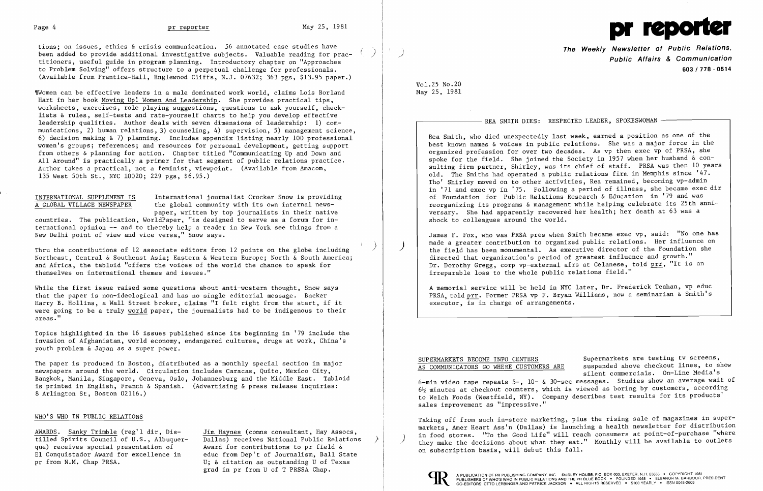tions; on issues, ethics & crisis communication. 56 annotated case studies have been added to provide additional investigative subjects. Valuable reading for practitioners, useful guide in program planning. Introductory chapter on "Approaches to Problem Solving" offers structure to a perpetual challenge for professionals. (Available from Prentice-Hall, Englewood Cliffs, N.J. 07632; 363 pgs, $13.95 paper.)

¶Women can be effective leaders in a male dominated work world, claims Lois Borland Hart in her book Moving Up! Women And Leadership. She provides practical tips, worksheets, exercises, role playing suggestions, questions to ask yourself, checklists & rules, self-tests and rate-yourself charts to help you develop effective leadership qualities. Author deals with seven dimensions of leadership: 1) communications, 2) human relations, 3) counseling, 4) supervision, 5) management science, 6) decision making & 7) planning. Includes appendix listing nearly 100 professional women's groups; references; and resources for personal development, getting support from others & planning for action. Chapter titled "Communicating Up and Down and All Around" is practically a primer for that segment of public relations practice. Author takes a practical, not a feminist, viewpoint. (Available from Amacom, 135 West 50th St., NYC 10020; 229 pgs, $6.95.)

## INTERNATIONAL SUPPLEMENT IS A GLOBAL VILLAGE NEWSPAPER

International journalist Crocker Snow is providing the global community with its own internal newspaper, written by top journalists in their native countries. The publication, WorldPaper, "is designed to serve as a forum for international opinion -- and to thereby help a reader in New York see things from a New Delhi point of view and vice versa," Snow says.

Thru the contributions of 12 associate editors from 12 points on the globe including Northeast, Central & Southeast Asia; Eastern & Western Europe; North & South America; and Africa, the tabloid "offers the voices of the world the chance to speak for themselves on international themes and issues."

While the first issue raised some questions about anti-western thought, Snow says that the paper is non-ideological and has no single editorial message. Backer Harry B. Hollins, a Wall Street broker, claims "I felt right from the start, if it were going to be a truly world paper, the journalists had to be indigenous to their areas."

Topics highlighted in the 16 issues published since its beginning in '79 include the invasion of Afghanistan, world economy, endangered cultures, drugs at work, China's youth problem & Japan as a super power.

The paper is produced in Boston, distributed as a monthly special section in major newspapers around the world. Circulation includes Caracas, Quito, Mexico City, Bangkok, Manila, Singapore, Geneva, Oslo, Johannesburg and the Middle East. Tabloid is printed in English, French & Spanish. (Advertising & press release inquiries: 8 Arlington St, Boston 02116.)

## WHO'S WHO IN PUBLIC RELATIONS

AWARDS. Sanky Trimble (reg'l dir, Distilled Spirits Council of U.S., Albuquerque) receives special presentation of El Conquistador Award for excellence in pr from N.M. Chap PRSA.

Jim Haynes (comns consultant, Hay Assocs, Dallas) receives National Public Relations Award for contributions to pr field & educ from Dep't of Journalism, Ball State U; & citation as outstanding U of Texas grad in pr from U of T PRSSA Chap.

# pr reporter

**The Weekly Newsletter of Public Relations, Public Affairs & Communication**

603 / 778 - 0514

Vol.25 No.20
May 25, 1981

## REA SMITH DIES: RESPECTED LEADER, SPOKESWOMAN

Rea Smith, who died unexpectedly last week, earned a position as one of the best known names & voices in public relations. She was a major force in the organized profession for over two decades. As vp then exec vp of PRSA, she spoke for the field. She joined the Society in 1957 when her husband & consulting firm partner, Shirley, was its chief of staff. PRSA was then 10 years old. The Smiths had operated a public relations firm in Memphis since '47. Tho' Shirley moved on to other activities, Rea remained, becoming vp-admin in '71 and exec vp in '75. Following a period of illness, she became exec dir of Foundation for Public Relations Research & Education in '79 and was reorganizing its programs & management while helping celebrate its 25th anniversary. She had apparently recovered her health; her death at 63 was a shock to colleagues around the world.

James F. Fox, who was PRSA pres when Smith became exec vp, said: "No one has made a greater contribution to organized public relations. Her influence on the field has been monumental. As executive director of the Foundation she directed that organization's period of greatest influence and growth." Dr. Dorothy Gregg, corp vp-external afrs at Celanese, told prr, "It is an irreparable loss to the whole public relations field."

A memorial service will be held in NYC later, Dr. Frederick Teahan, vp educ PRSA, told prr. Former PRSA vp F. Bryan Williams, now a seminarian & Smith's executor, is in charge of arrangements.

## SUPERMARKETS BECOME INFO CENTERS AS COMMUNICATORS GO WHERE CUSTOMERS ARE

Supermarkets are testing tv screens, suspended above checkout lines, to show silent commercials. On-Line Media's 6-min video tape repeats 5-, 10- & 30-sec messages. Studies show an average wait of 6½ minutes at checkout counters, which is viewed as boring by customers, according to Welch Foods (Westfield, NY). Company describes test results for its products' sales improvement as "impressive."

Taking off from such in-store marketing, plus the rising sale of magazines in supermarkets, Amer Heart Ass'n (Dallas) is launching a health newsletter for distribution in food stores. "To the Good Life" will reach consumers at point-of-purchase "where they make the decisions about what they eat." Monthly will be available to outlets on subscription basis, will debut this fall.

A PUBLICATION OF PR PUBLISHING COMPANY, INC. DUDLEY HOUSE, P.O. BOX 600, EXETER, N.H. 03833 • COPYRIGHT 1981
PUBLISHERS OF WHO'S WHO IN PUBLIC RELATIONS AND THE PR BLUE BOOK • FOUNDED 1958 • ELEANOR M. BARBOUR, PRESIDENT
CO-EDITORS: OTTO LERBINGER AND PATRICK JACKSON • ALL RIGHTS RESERVED • $100 YEARLY • ISSN 0048-2609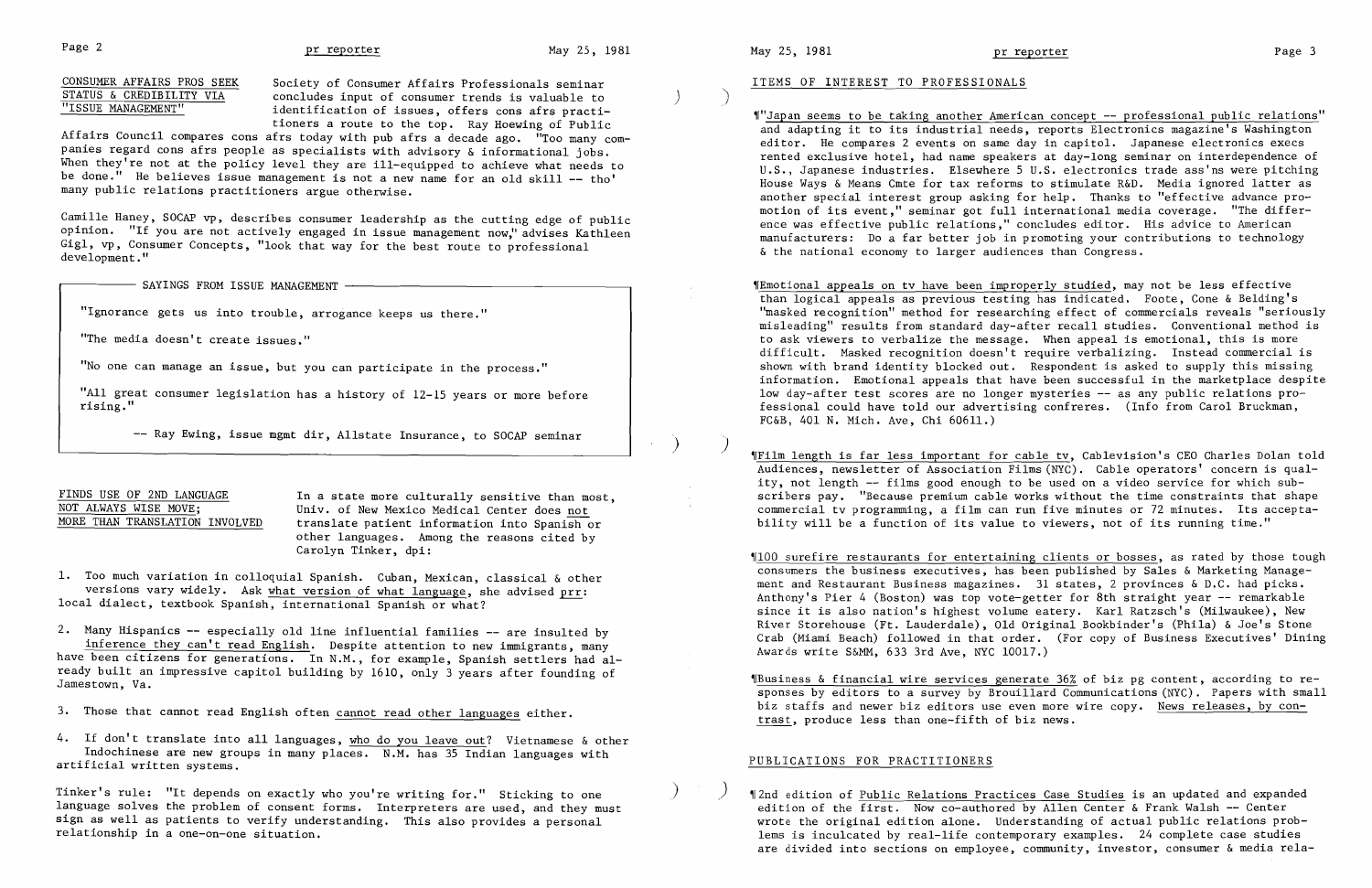CONSUMER AFFAIRS PROS SEEK STATUS & CREDIBILITY VIA "ISSUE MANAGEMENT"

Society of Consumer Affairs Professionals seminar concludes input of consumer trends is valuable to identification of issues, offers cons afrs practitioners a route to the top. Ray Hoewing of Public Affairs Council compares cons afrs today with pub afrs a decade ago. "Too many companies regard cons afrs people as specialists with advisory & informational jobs. When they're not at the policy level they are ill-equipped to achieve what needs to be done." He believes issue management is not a new name for an old skill -- tho' many public relations practitioners argue otherwise.

Camille Haney, SOCAP vp, describes consumer leadership as the cutting edge of public opinion. "If you are not actively engaged in issue management now," advises Kathleen Gigl, vp, Consumer Concepts, "look that way for the best route to professional development."

SAYINGS FROM ISSUE MANAGEMENT

"Ignorance gets us into trouble, arrogance keeps us there."

"The media doesn't create issues."

"No one can manage an issue, but you can participate in the process."

"All great consumer legislation has a history of 12-15 years or more before rising."

-- Ray Ewing, issue mgmt dir, Allstate Insurance, to SOCAP seminar

FINDS USE OF 2ND LANGUAGE NOT ALWAYS WISE MOVE; MORE THAN TRANSLATION INVOLVED

In a state more culturally sensitive than most, Univ. of New Mexico Medical Center does not translate patient information into Spanish or other languages. Among the reasons cited by Carolyn Tinker, dpi:

1. Too much variation in colloquial Spanish. Cuban, Mexican, classical & other versions vary widely. Ask what version of what language, she advised prr: local dialect, textbook Spanish, international Spanish or what?

2. Many Hispanics -- especially old line influential families -- are insulted by inference they can't read English. Despite attention to new immigrants, many have been citizens for generations. In N.M., for example, Spanish settlers had already built an impressive capitol building by 1610, only 3 years after founding of Jamestown, Va.

3. Those that cannot read English often cannot read other languages either.

4. If don't translate into all languages, who do you leave out? Vietnamese & other Indochinese are new groups in many places. N.M. has 35 Indian languages with artificial written systems.

Tinker's rule: "It depends on exactly who you're writing for." Sticking to one language solves the problem of consent forms. Interpreters are used, and they must sign as well as patients to verify understanding. This also provides a personal relationship in a one-on-one situation.

## ITEMS OF INTEREST TO PROFESSIONALS

¶"Japan seems to be taking another American concept -- professional public relations" and adapting it to its industrial needs, reports Electronics magazine's Washington editor. He compares 2 events on same day in capitol. Japanese electronics execs rented exclusive hotel, had name speakers at day-long seminar on interdependence of U.S., Japanese industries. Elsewhere 5 U.S. electronics trade ass'ns were pitching House Ways & Means Cmte for tax reforms to stimulate R&D. Media ignored latter as another special interest group asking for help. Thanks to "effective advance promotion of its event," seminar got full international media coverage. "The difference was effective public relations," concludes editor. His advice to American manufacturers: Do a far better job in promoting your contributions to technology & the national economy to larger audiences than Congress.

¶Emotional appeals on tv have been improperly studied, may not be less effective than logical appeals as previous testing has indicated. Foote, Cone & Belding's "masked recognition" method for researching effect of commercials reveals "seriously misleading" results from standard day-after recall studies. Conventional method is to ask viewers to verbalize the message. When appeal is emotional, this is more difficult. Masked recognition doesn't require verbalizing. Instead commercial is shown with brand identity blocked out. Respondent is asked to supply this missing information. Emotional appeals that have been successful in the marketplace despite low day-after test scores are no longer mysteries -- as any public relations professional could have told our advertising confreres. (Info from Carol Bruckman, FC&B, 401 N. Mich. Ave, Chi 60611.)

¶Film length is far less important for cable tv, Cablevision's CEO Charles Dolan told Audiences, newsletter of Association Films (NYC). Cable operators' concern is quality, not length -- films good enough to be used on a video service for which subscribers pay. "Because premium cable works without the time constraints that shape commercial tv programming, a film can run five minutes or 72 minutes. Its acceptability will be a function of its value to viewers, not of its running time."

¶100 surefire restaurants for entertaining clients or bosses, as rated by those tough consumers the business executives, has been published by Sales & Marketing Management and Restaurant Business magazines. 31 states, 2 provinces & D.C. had picks. Anthony's Pier 4 (Boston) was top vote-getter for 8th straight year -- remarkable since it is also nation's highest volume eatery. Karl Ratzsch's (Milwaukee), New River Storehouse (Ft. Lauderdale), Old Original Bookbinder's (Phila) & Joe's Stone Crab (Miami Beach) followed in that order. (For copy of Business Executives' Dining Awards write S&MM, 633 3rd Ave, NYC 10017.)

¶Business & financial wire services generate 36% of biz pg content, according to responses by editors to a survey by Brouillard Communications (NYC). Papers with small biz staffs and newer biz editors use even more wire copy. News releases, by contrast, produce less than one-fifth of biz news.

## PUBLICATIONS FOR PRACTITIONERS

¶2nd edition of Public Relations Practices Case Studies is an updated and expanded edition of the first. Now co-authored by Allen Center & Frank Walsh -- Center wrote the original edition alone. Understanding of actual public relations problems is inculcated by real-life contemporary examples. 24 complete case studies are divided into sections on employee, community, investor, consumer & media rela-